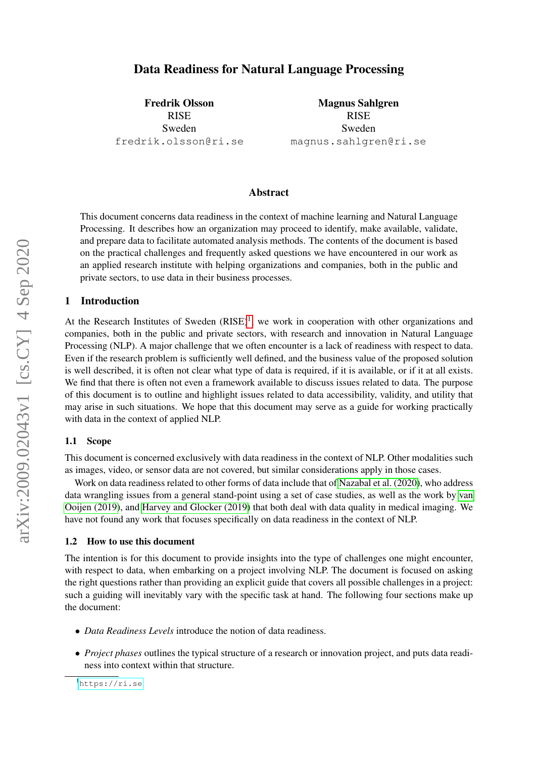# Data Readiness for Natural Language Processing

**Fredrik Olsson**
RISE
Sweden
fredrik.olsson@ri.se

**Magnus Sahlgren**
RISE
Sweden
magnus.sahlgren@ri.se

## Abstract

This document concerns data readiness in the context of machine learning and Natural Language Processing. It describes how an organization may proceed to identify, make available, validate, and prepare data to facilitate automated analysis methods. The contents of the document is based on the practical challenges and frequently asked questions we have encountered in our work as an applied research institute with helping organizations and companies, both in the public and private sectors, to use data in their business processes.

## 1 Introduction

At the Research Institutes of Sweden (RISE)[1] we work in cooperation with other organizations and companies, both in the public and private sectors, with research and innovation in Natural Language Processing (NLP). A major challenge that we often encounter is a lack of readiness with respect to data. Even if the research problem is sufficiently well defined, and the business value of the proposed solution is well described, it is often not clear what type of data is required, if it is available, or if it at all exists. We find that there is often not even a framework available to discuss issues related to data. The purpose of this document is to outline and highlight issues related to data accessibility, validity, and utility that may arise in such situations. We hope that this document may serve as a guide for working practically with data in the context of applied NLP.

### 1.1 Scope

This document is concerned exclusively with data readiness in the context of NLP. Other modalities such as images, video, or sensor data are not covered, but similar considerations apply in those cases.

Work on data readiness related to other forms of data include that of Nazabal et al. (2020), who address data wrangling issues from a general stand-point using a set of case studies, as well as the work by van Ooijen (2019), and Harvey and Glocker (2019) that both deal with data quality in medical imaging. We have not found any work that focuses specifically on data readiness in the context of NLP.

### 1.2 How to use this document

The intention is for this document to provide insights into the type of challenges one might encounter, with respect to data, when embarking on a project involving NLP. The document is focused on asking the right questions rather than providing an explicit guide that covers all possible challenges in a project: such a guiding will inevitably vary with the specific task at hand. The following four sections make up the document:

- *Data Readiness Levels* introduce the notion of data readiness.
- *Project phases* outlines the typical structure of a research or innovation project, and puts data readiness into context within that structure.

[1] https://ri.se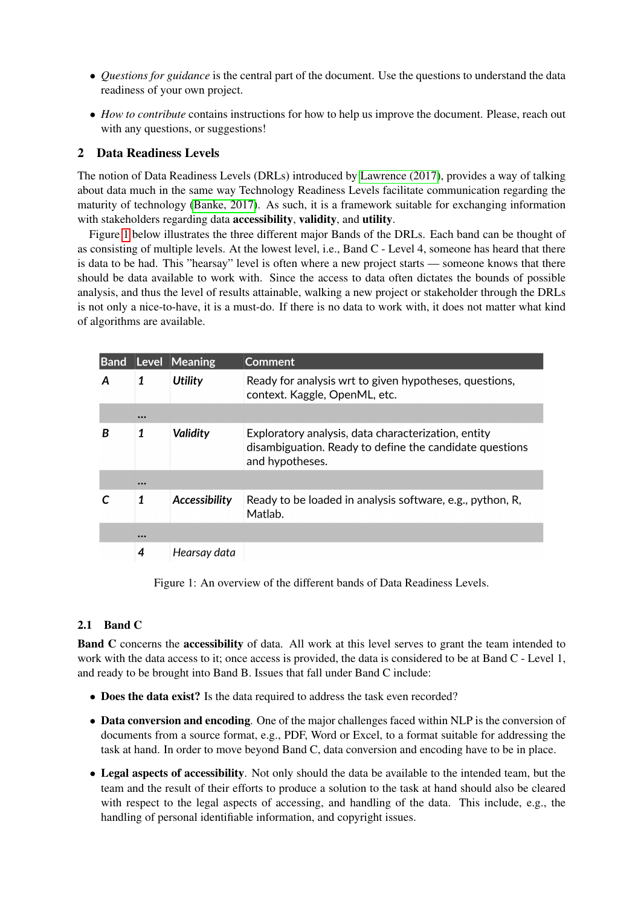- *Questions for guidance* is the central part of the document. Use the questions to understand the data readiness of your own project.
- *How to contribute* contains instructions for how to help us improve the document. Please, reach out with any questions, or suggestions!

## 2 Data Readiness Levels

The notion of Data Readiness Levels (DRLs) introduced by Lawrence (2017), provides a way of talking about data much in the same way Technology Readiness Levels facilitate communication regarding the maturity of technology (Banke, 2017). As such, it is a framework suitable for exchanging information with stakeholders regarding data **accessibility**, **validity**, and **utility**.

Figure 1 below illustrates the three different major Bands of the DRLs. Each band can be thought of as consisting of multiple levels. At the lowest level, i.e., Band C - Level 4, someone has heard that there is data to be had. This "hearsay" level is often where a new project starts — someone knows that there should be data available to work with. Since the access to data often dictates the bounds of possible analysis, and thus the level of results attainable, walking a new project or stakeholder through the DRLs is not only a nice-to-have, it is a must-do. If there is no data to work with, it does not matter what kind of algorithms are available.

| Band | Level | Meaning | Comment |
|---|---|---|---|
| ***A*** | ***1*** | ***Utility*** | Ready for analysis wrt to given hypotheses, questions, context. Kaggle, OpenML, etc. |
| | **...** | | |
| ***B*** | ***1*** | ***Validity*** | Exploratory analysis, data characterization, entity disambiguation. Ready to define the candidate questions and hypotheses. |
| | **...** | | |
| ***C*** | ***1*** | ***Accessibility*** | Ready to be loaded in analysis software, e.g., python, R, Matlab. |
| | **...** | | |
| | ***4*** | *Hearsay data* | |

Figure 1: An overview of the different bands of Data Readiness Levels.

### 2.1 Band C

**Band C** concerns the **accessibility** of data. All work at this level serves to grant the team intended to work with the data access to it; once access is provided, the data is considered to be at Band C - Level 1, and ready to be brought into Band B. Issues that fall under Band C include:

- **Does the data exist?** Is the data required to address the task even recorded?
- **Data conversion and encoding**. One of the major challenges faced within NLP is the conversion of documents from a source format, e.g., PDF, Word or Excel, to a format suitable for addressing the task at hand. In order to move beyond Band C, data conversion and encoding have to be in place.
- **Legal aspects of accessibility**. Not only should the data be available to the intended team, but the team and the result of their efforts to produce a solution to the task at hand should also be cleared with respect to the legal aspects of accessing, and handling of the data. This include, e.g., the handling of personal identifiable information, and copyright issues.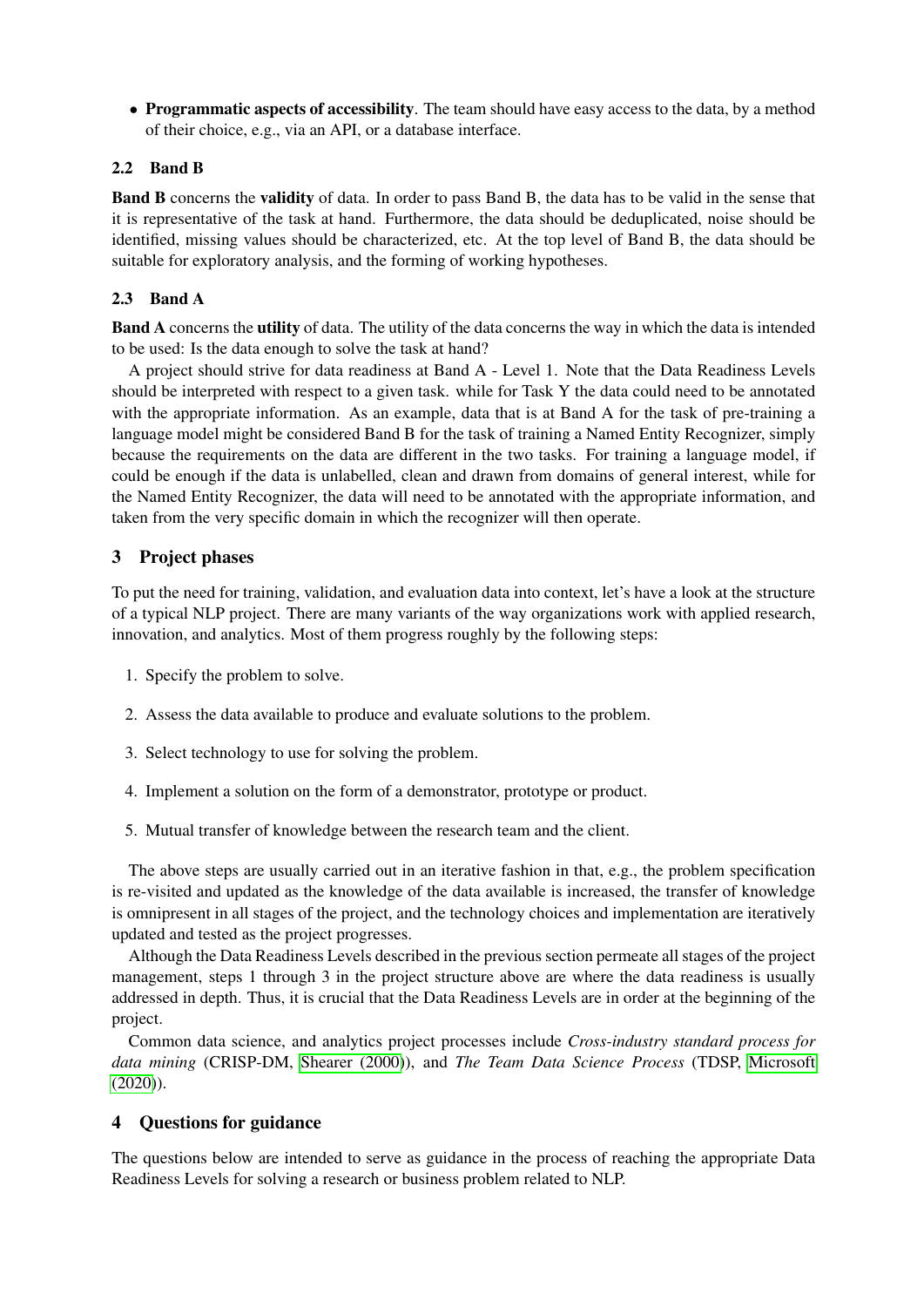- **Programmatic aspects of accessibility**. The team should have easy access to the data, by a method of their choice, e.g., via an API, or a database interface.

### 2.2 Band B

**Band B** concerns the **validity** of data. In order to pass Band B, the data has to be valid in the sense that it is representative of the task at hand. Furthermore, the data should be deduplicated, noise should be identified, missing values should be characterized, etc. At the top level of Band B, the data should be suitable for exploratory analysis, and the forming of working hypotheses.

### 2.3 Band A

**Band A** concerns the **utility** of data. The utility of the data concerns the way in which the data is intended to be used: Is the data enough to solve the task at hand?

A project should strive for data readiness at Band A - Level 1. Note that the Data Readiness Levels should be interpreted with respect to a given task. while for Task Y the data could need to be annotated with the appropriate information. As an example, data that is at Band A for the task of pre-training a language model might be considered Band B for the task of training a Named Entity Recognizer, simply because the requirements on the data are different in the two tasks. For training a language model, if could be enough if the data is unlabelled, clean and drawn from domains of general interest, while for the Named Entity Recognizer, the data will need to be annotated with the appropriate information, and taken from the very specific domain in which the recognizer will then operate.

## 3 Project phases

To put the need for training, validation, and evaluation data into context, let's have a look at the structure of a typical NLP project. There are many variants of the way organizations work with applied research, innovation, and analytics. Most of them progress roughly by the following steps:

1. Specify the problem to solve.
2. Assess the data available to produce and evaluate solutions to the problem.
3. Select technology to use for solving the problem.
4. Implement a solution on the form of a demonstrator, prototype or product.
5. Mutual transfer of knowledge between the research team and the client.

The above steps are usually carried out in an iterative fashion in that, e.g., the problem specification is re-visited and updated as the knowledge of the data available is increased, the transfer of knowledge is omnipresent in all stages of the project, and the technology choices and implementation are iteratively updated and tested as the project progresses.

Although the Data Readiness Levels described in the previous section permeate all stages of the project management, steps 1 through 3 in the project structure above are where the data readiness is usually addressed in depth. Thus, it is crucial that the Data Readiness Levels are in order at the beginning of the project.

Common data science, and analytics project processes include *Cross-industry standard process for data mining* (CRISP-DM, Shearer (2000)), and *The Team Data Science Process* (TDSP, Microsoft (2020)).

## 4 Questions for guidance

The questions below are intended to serve as guidance in the process of reaching the appropriate Data Readiness Levels for solving a research or business problem related to NLP.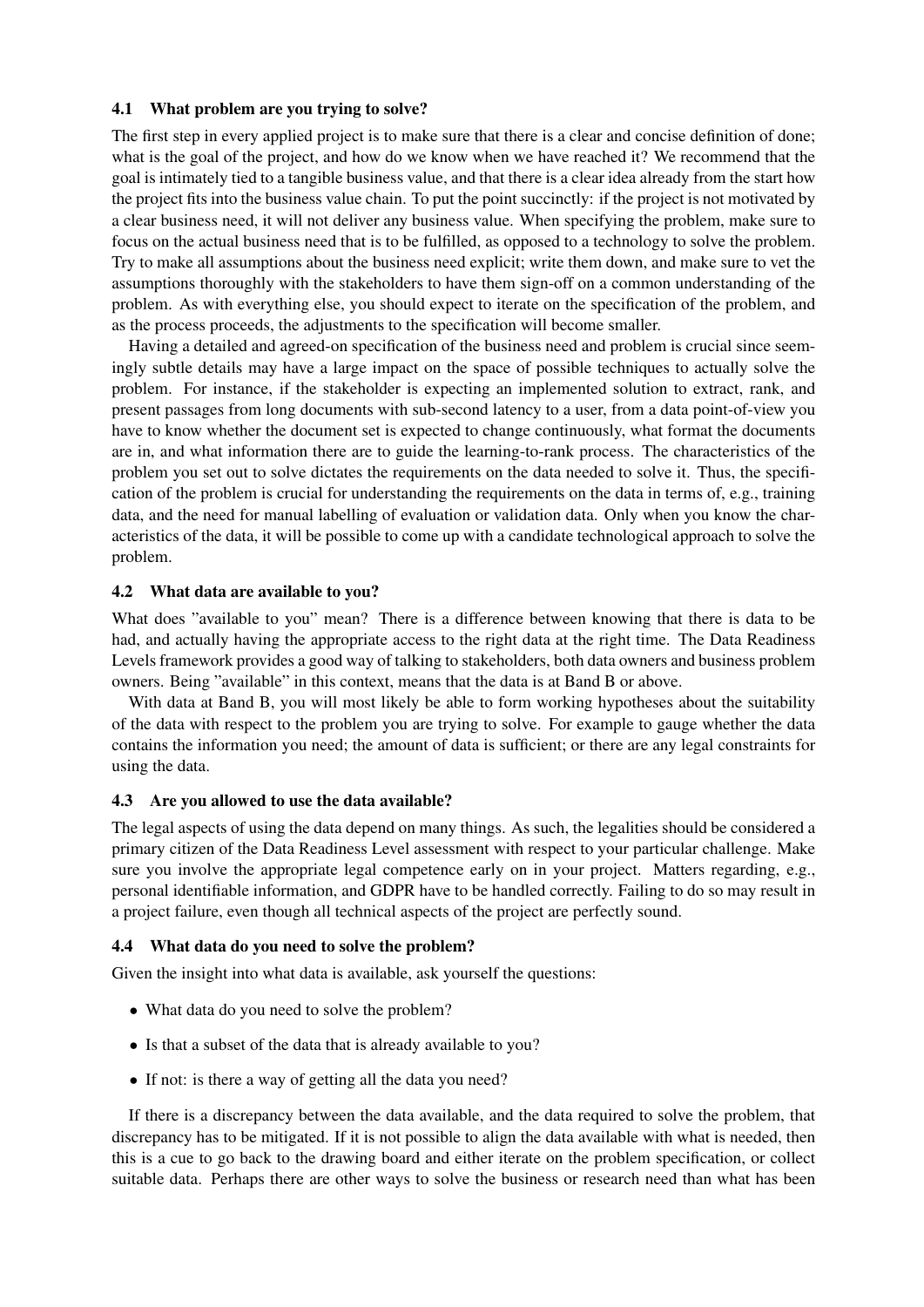### 4.1 What problem are you trying to solve?

The first step in every applied project is to make sure that there is a clear and concise definition of done; what is the goal of the project, and how do we know when we have reached it? We recommend that the goal is intimately tied to a tangible business value, and that there is a clear idea already from the start how the project fits into the business value chain. To put the point succinctly: if the project is not motivated by a clear business need, it will not deliver any business value. When specifying the problem, make sure to focus on the actual business need that is to be fulfilled, as opposed to a technology to solve the problem. Try to make all assumptions about the business need explicit; write them down, and make sure to vet the assumptions thoroughly with the stakeholders to have them sign-off on a common understanding of the problem. As with everything else, you should expect to iterate on the specification of the problem, and as the process proceeds, the adjustments to the specification will become smaller.

Having a detailed and agreed-on specification of the business need and problem is crucial since seemingly subtle details may have a large impact on the space of possible techniques to actually solve the problem. For instance, if the stakeholder is expecting an implemented solution to extract, rank, and present passages from long documents with sub-second latency to a user, from a data point-of-view you have to know whether the document set is expected to change continuously, what format the documents are in, and what information there are to guide the learning-to-rank process. The characteristics of the problem you set out to solve dictates the requirements on the data needed to solve it. Thus, the specification of the problem is crucial for understanding the requirements on the data in terms of, e.g., training data, and the need for manual labelling of evaluation or validation data. Only when you know the characteristics of the data, it will be possible to come up with a candidate technological approach to solve the problem.

### 4.2 What data are available to you?

What does "available to you" mean? There is a difference between knowing that there is data to be had, and actually having the appropriate access to the right data at the right time. The Data Readiness Levels framework provides a good way of talking to stakeholders, both data owners and business problem owners. Being "available" in this context, means that the data is at Band B or above.

With data at Band B, you will most likely be able to form working hypotheses about the suitability of the data with respect to the problem you are trying to solve. For example to gauge whether the data contains the information you need; the amount of data is sufficient; or there are any legal constraints for using the data.

### 4.3 Are you allowed to use the data available?

The legal aspects of using the data depend on many things. As such, the legalities should be considered a primary citizen of the Data Readiness Level assessment with respect to your particular challenge. Make sure you involve the appropriate legal competence early on in your project. Matters regarding, e.g., personal identifiable information, and GDPR have to be handled correctly. Failing to do so may result in a project failure, even though all technical aspects of the project are perfectly sound.

### 4.4 What data do you need to solve the problem?

Given the insight into what data is available, ask yourself the questions:

- What data do you need to solve the problem?
- Is that a subset of the data that is already available to you?
- If not: is there a way of getting all the data you need?

If there is a discrepancy between the data available, and the data required to solve the problem, that discrepancy has to be mitigated. If it is not possible to align the data available with what is needed, then this is a cue to go back to the drawing board and either iterate on the problem specification, or collect suitable data. Perhaps there are other ways to solve the business or research need than what has been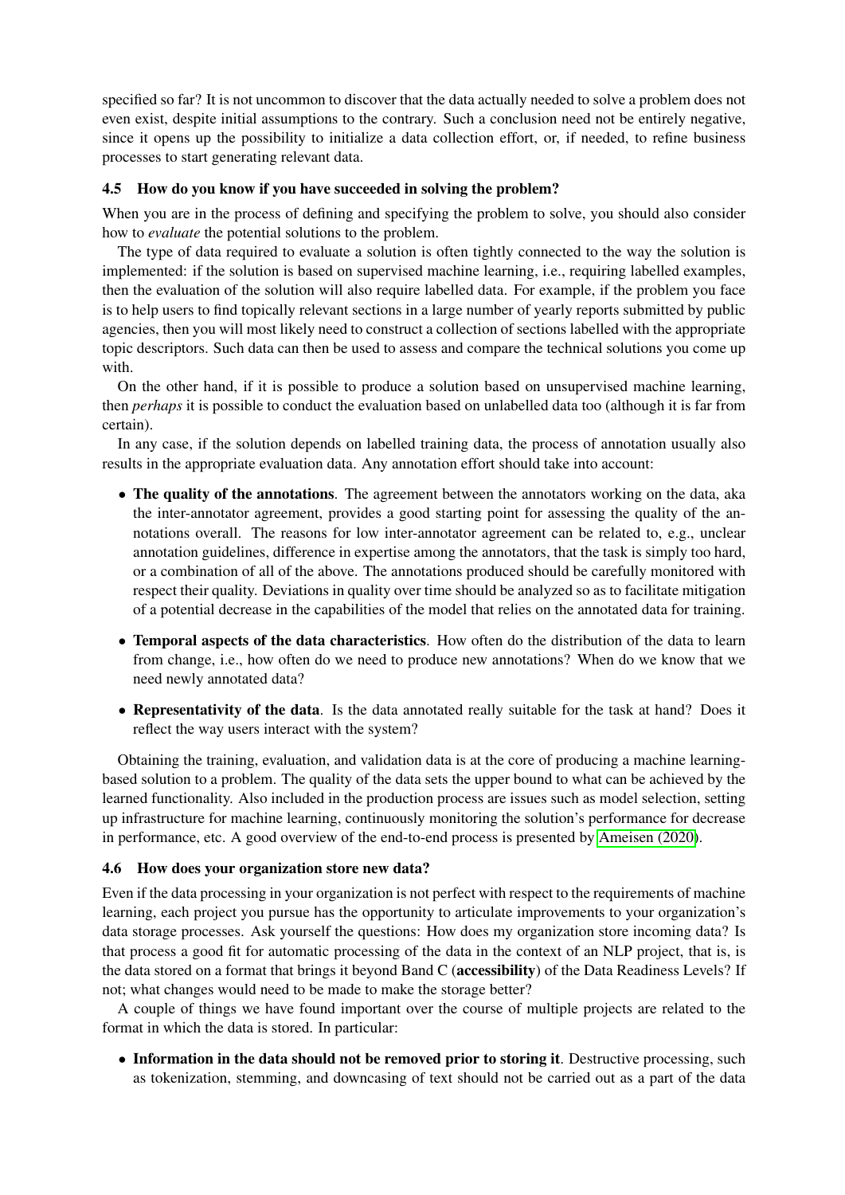specified so far? It is not uncommon to discover that the data actually needed to solve a problem does not even exist, despite initial assumptions to the contrary. Such a conclusion need not be entirely negative, since it opens up the possibility to initialize a data collection effort, or, if needed, to refine business processes to start generating relevant data.

### 4.5 How do you know if you have succeeded in solving the problem?

When you are in the process of defining and specifying the problem to solve, you should also consider how to *evaluate* the potential solutions to the problem.

The type of data required to evaluate a solution is often tightly connected to the way the solution is implemented: if the solution is based on supervised machine learning, i.e., requiring labelled examples, then the evaluation of the solution will also require labelled data. For example, if the problem you face is to help users to find topically relevant sections in a large number of yearly reports submitted by public agencies, then you will most likely need to construct a collection of sections labelled with the appropriate topic descriptors. Such data can then be used to assess and compare the technical solutions you come up with.

On the other hand, if it is possible to produce a solution based on unsupervised machine learning, then *perhaps* it is possible to conduct the evaluation based on unlabelled data too (although it is far from certain).

In any case, if the solution depends on labelled training data, the process of annotation usually also results in the appropriate evaluation data. Any annotation effort should take into account:

- **The quality of the annotations**. The agreement between the annotators working on the data, aka the inter-annotator agreement, provides a good starting point for assessing the quality of the annotations overall. The reasons for low inter-annotator agreement can be related to, e.g., unclear annotation guidelines, difference in expertise among the annotators, that the task is simply too hard, or a combination of all of the above. The annotations produced should be carefully monitored with respect their quality. Deviations in quality over time should be analyzed so as to facilitate mitigation of a potential decrease in the capabilities of the model that relies on the annotated data for training.
- **Temporal aspects of the data characteristics**. How often do the distribution of the data to learn from change, i.e., how often do we need to produce new annotations? When do we know that we need newly annotated data?
- **Representativity of the data**. Is the data annotated really suitable for the task at hand? Does it reflect the way users interact with the system?

Obtaining the training, evaluation, and validation data is at the core of producing a machine learning-based solution to a problem. The quality of the data sets the upper bound to what can be achieved by the learned functionality. Also included in the production process are issues such as model selection, setting up infrastructure for machine learning, continuously monitoring the solution's performance for decrease in performance, etc. A good overview of the end-to-end process is presented by Ameisen (2020).

### 4.6 How does your organization store new data?

Even if the data processing in your organization is not perfect with respect to the requirements of machine learning, each project you pursue has the opportunity to articulate improvements to your organization's data storage processes. Ask yourself the questions: How does my organization store incoming data? Is that process a good fit for automatic processing of the data in the context of an NLP project, that is, is the data stored on a format that brings it beyond Band C (**accessibility**) of the Data Readiness Levels? If not; what changes would need to be made to make the storage better?

A couple of things we have found important over the course of multiple projects are related to the format in which the data is stored. In particular:

- **Information in the data should not be removed prior to storing it**. Destructive processing, such as tokenization, stemming, and downcasing of text should not be carried out as a part of the data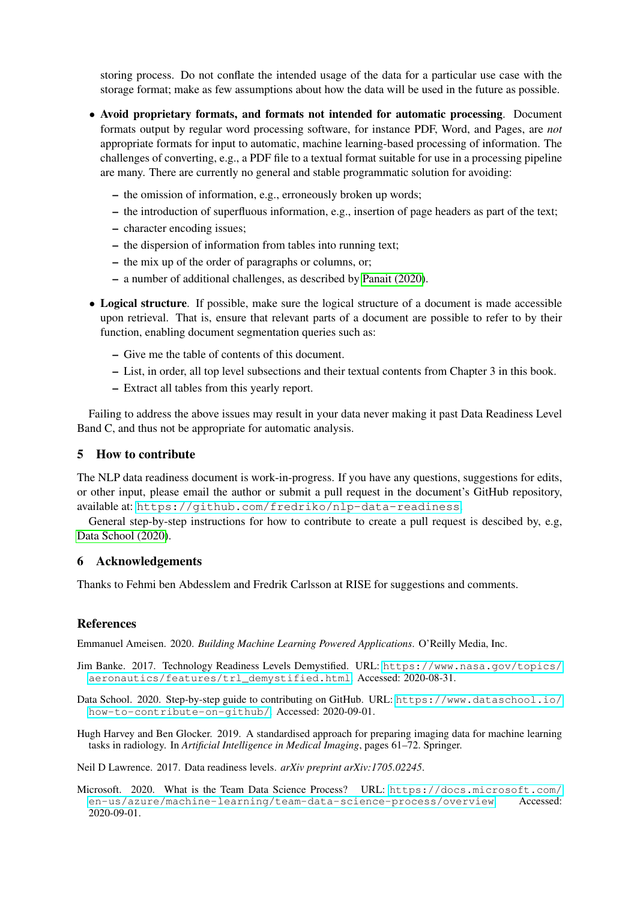storing process. Do not conflate the intended usage of the data for a particular use case with the storage format; make as few assumptions about how the data will be used in the future as possible.

- **Avoid proprietary formats, and formats not intended for automatic processing**. Document formats output by regular word processing software, for instance PDF, Word, and Pages, are *not* appropriate formats for input to automatic, machine learning-based processing of information. The challenges of converting, e.g., a PDF file to a textual format suitable for use in a processing pipeline are many. There are currently no general and stable programmatic solution for avoiding:
  - the omission of information, e.g., erroneously broken up words;
  - the introduction of superfluous information, e.g., insertion of page headers as part of the text;
  - character encoding issues;
  - the dispersion of information from tables into running text;
  - the mix up of the order of paragraphs or columns, or;
  - a number of additional challenges, as described by Panait (2020).
- **Logical structure**. If possible, make sure the logical structure of a document is made accessible upon retrieval. That is, ensure that relevant parts of a document are possible to refer to by their function, enabling document segmentation queries such as:
  - Give me the table of contents of this document.
  - List, in order, all top level subsections and their textual contents from Chapter 3 in this book.
  - Extract all tables from this yearly report.

Failing to address the above issues may result in your data never making it past Data Readiness Level Band C, and thus not be appropriate for automatic analysis.

## 5 How to contribute

The NLP data readiness document is work-in-progress. If you have any questions, suggestions for edits, or other input, please email the author or submit a pull request in the document's GitHub repository, available at: `https://github.com/fredriko/nlp-data-readiness`

General step-by-step instructions for how to contribute to create a pull request is descibed by, e.g, Data School (2020).

## 6 Acknowledgements

Thanks to Fehmi ben Abdesslem and Fredrik Carlsson at RISE for suggestions and comments.

## References

Emmanuel Ameisen. 2020. *Building Machine Learning Powered Applications*. O'Reilly Media, Inc.

Jim Banke. 2017. Technology Readiness Levels Demystified. URL: `https://www.nasa.gov/topics/aeronautics/features/trl_demystified.html`. Accessed: 2020-08-31.

Data School. 2020. Step-by-step guide to contributing on GitHub. URL: `https://www.dataschool.io/how-to-contribute-on-github/`. Accessed: 2020-09-01.

Hugh Harvey and Ben Glocker. 2019. A standardised approach for preparing imaging data for machine learning tasks in radiology. In *Artificial Intelligence in Medical Imaging*, pages 61–72. Springer.

Neil D Lawrence. 2017. Data readiness levels. *arXiv preprint arXiv:1705.02245*.

Microsoft. 2020. What is the Team Data Science Process? URL: `https://docs.microsoft.com/en-us/azure/machine-learning/team-data-science-process/overview`. Accessed: 2020-09-01.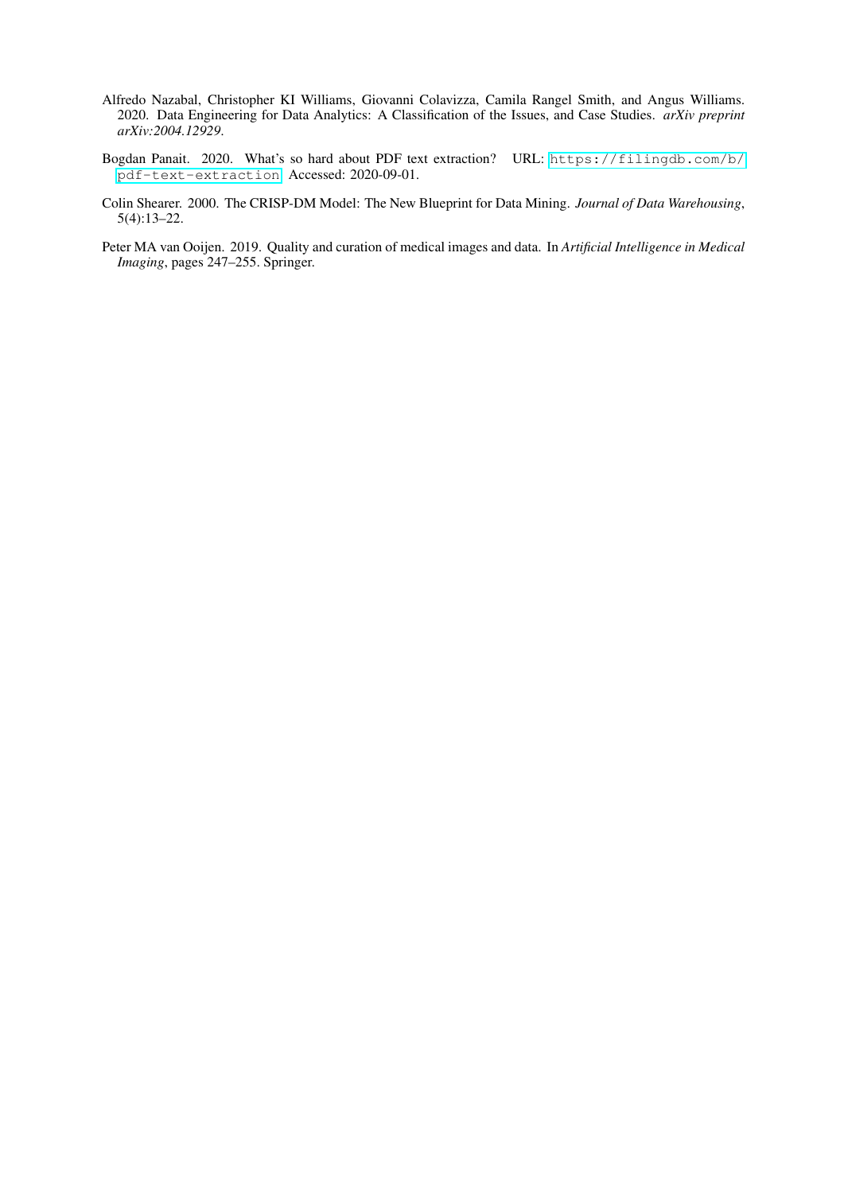Alfredo Nazabal, Christopher KI Williams, Giovanni Colavizza, Camila Rangel Smith, and Angus Williams. 2020. Data Engineering for Data Analytics: A Classification of the Issues, and Case Studies. *arXiv preprint arXiv:2004.12929*.

Bogdan Panait. 2020. What's so hard about PDF text extraction? URL: `https://filingdb.com/b/pdf-text-extraction`. Accessed: 2020-09-01.

Colin Shearer. 2000. The CRISP-DM Model: The New Blueprint for Data Mining. *Journal of Data Warehousing*, 5(4):13–22.

Peter MA van Ooijen. 2019. Quality and curation of medical images and data. In *Artificial Intelligence in Medical Imaging*, pages 247–255. Springer.